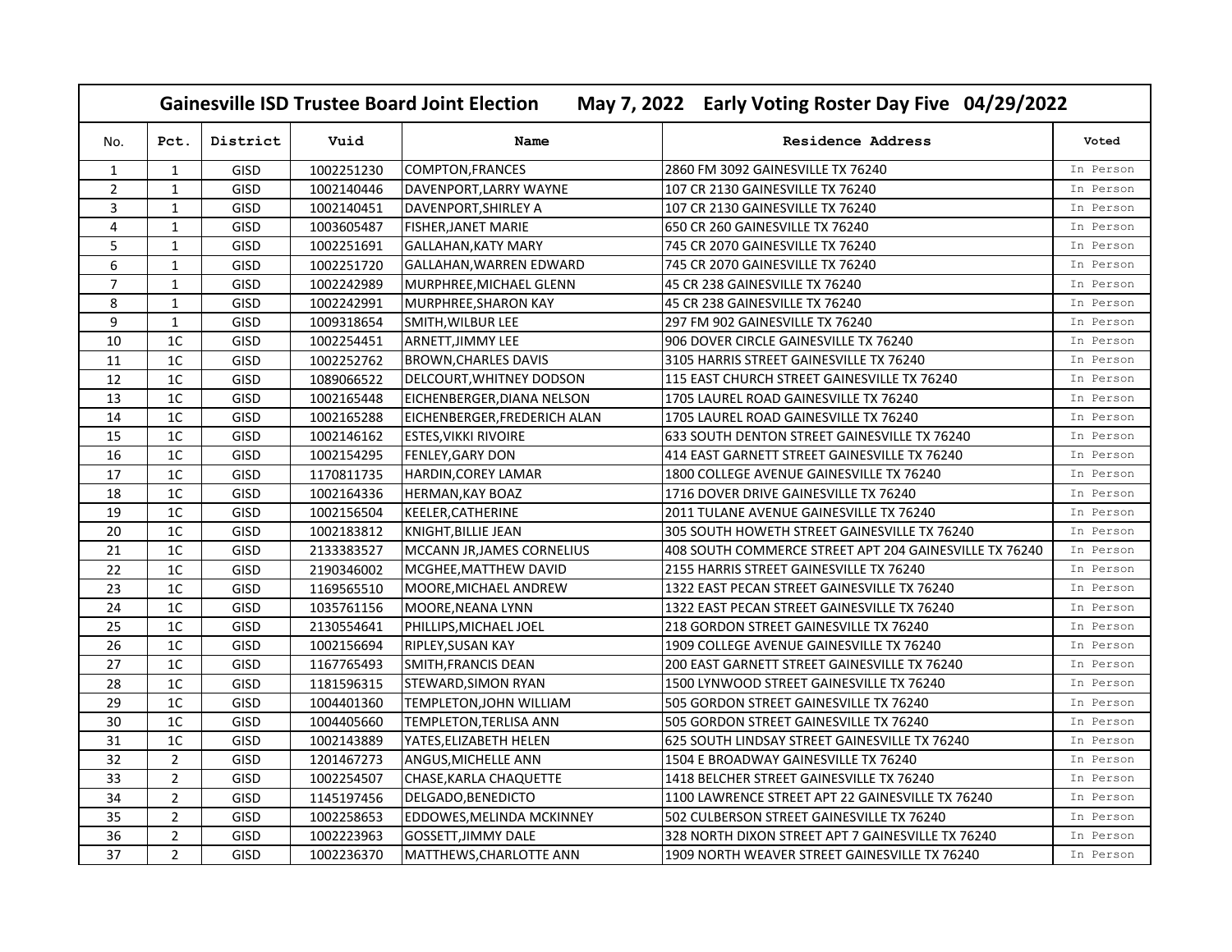## Gainesville ISD Trustee Board Joint Election May 7, 2022 Early Voting Roster Day Five 04/29/2022

| No. | Pct. | District | Vuid | Name | Residence Address | Voted |
|---|---|---|---|---|---|---|
| 1 | 1 | GISD | 1002251230 | COMPTON,FRANCES | 2860 FM 3092 GAINESVILLE TX 76240 | In Person |
| 2 | 1 | GISD | 1002140446 | DAVENPORT,LARRY WAYNE | 107 CR 2130 GAINESVILLE TX 76240 | In Person |
| 3 | 1 | GISD | 1002140451 | DAVENPORT,SHIRLEY A | 107 CR 2130 GAINESVILLE TX 76240 | In Person |
| 4 | 1 | GISD | 1003605487 | FISHER,JANET MARIE | 650 CR 260 GAINESVILLE TX 76240 | In Person |
| 5 | 1 | GISD | 1002251691 | GALLAHAN,KATY MARY | 745 CR 2070 GAINESVILLE TX 76240 | In Person |
| 6 | 1 | GISD | 1002251720 | GALLAHAN,WARREN EDWARD | 745 CR 2070 GAINESVILLE TX 76240 | In Person |
| 7 | 1 | GISD | 1002242989 | MURPHREE,MICHAEL GLENN | 45 CR 238 GAINESVILLE TX 76240 | In Person |
| 8 | 1 | GISD | 1002242991 | MURPHREE,SHARON KAY | 45 CR 238 GAINESVILLE TX 76240 | In Person |
| 9 | 1 | GISD | 1009318654 | SMITH,WILBUR LEE | 297 FM 902 GAINESVILLE TX 76240 | In Person |
| 10 | 1C | GISD | 1002254451 | ARNETT,JIMMY LEE | 906 DOVER CIRCLE GAINESVILLE TX 76240 | In Person |
| 11 | 1C | GISD | 1002252762 | BROWN,CHARLES DAVIS | 3105 HARRIS STREET GAINESVILLE TX 76240 | In Person |
| 12 | 1C | GISD | 1089066522 | DELCOURT,WHITNEY DODSON | 115 EAST CHURCH STREET GAINESVILLE TX 76240 | In Person |
| 13 | 1C | GISD | 1002165448 | EICHENBERGER,DIANA NELSON | 1705 LAUREL ROAD GAINESVILLE TX 76240 | In Person |
| 14 | 1C | GISD | 1002165288 | EICHENBERGER,FREDERICH ALAN | 1705 LAUREL ROAD GAINESVILLE TX 76240 | In Person |
| 15 | 1C | GISD | 1002146162 | ESTES,VIKKI RIVOIRE | 633 SOUTH DENTON STREET GAINESVILLE TX 76240 | In Person |
| 16 | 1C | GISD | 1002154295 | FENLEY,GARY DON | 414 EAST GARNETT STREET GAINESVILLE TX 76240 | In Person |
| 17 | 1C | GISD | 1170811735 | HARDIN,COREY LAMAR | 1800 COLLEGE AVENUE GAINESVILLE TX 76240 | In Person |
| 18 | 1C | GISD | 1002164336 | HERMAN,KAY BOAZ | 1716 DOVER DRIVE GAINESVILLE TX 76240 | In Person |
| 19 | 1C | GISD | 1002156504 | KEELER,CATHERINE | 2011 TULANE AVENUE GAINESVILLE TX 76240 | In Person |
| 20 | 1C | GISD | 1002183812 | KNIGHT,BILLIE JEAN | 305 SOUTH HOWETH STREET GAINESVILLE TX 76240 | In Person |
| 21 | 1C | GISD | 2133383527 | MCCANN JR,JAMES CORNELIUS | 408 SOUTH COMMERCE STREET APT 204 GAINESVILLE TX 76240 | In Person |
| 22 | 1C | GISD | 2190346002 | MCGHEE,MATTHEW DAVID | 2155 HARRIS STREET GAINESVILLE TX 76240 | In Person |
| 23 | 1C | GISD | 1169565510 | MOORE,MICHAEL ANDREW | 1322 EAST PECAN STREET GAINESVILLE TX 76240 | In Person |
| 24 | 1C | GISD | 1035761156 | MOORE,NEANA LYNN | 1322 EAST PECAN STREET GAINESVILLE TX 76240 | In Person |
| 25 | 1C | GISD | 2130554641 | PHILLIPS,MICHAEL JOEL | 218 GORDON STREET GAINESVILLE TX 76240 | In Person |
| 26 | 1C | GISD | 1002156694 | RIPLEY,SUSAN KAY | 1909 COLLEGE AVENUE GAINESVILLE TX 76240 | In Person |
| 27 | 1C | GISD | 1167765493 | SMITH,FRANCIS DEAN | 200 EAST GARNETT STREET GAINESVILLE TX 76240 | In Person |
| 28 | 1C | GISD | 1181596315 | STEWARD,SIMON RYAN | 1500 LYNWOOD STREET GAINESVILLE TX 76240 | In Person |
| 29 | 1C | GISD | 1004401360 | TEMPLETON,JOHN WILLIAM | 505 GORDON STREET GAINESVILLE TX 76240 | In Person |
| 30 | 1C | GISD | 1004405660 | TEMPLETON,TERLISA ANN | 505 GORDON STREET GAINESVILLE TX 76240 | In Person |
| 31 | 1C | GISD | 1002143889 | YATES,ELIZABETH HELEN | 625 SOUTH LINDSAY STREET GAINESVILLE TX 76240 | In Person |
| 32 | 2 | GISD | 1201467273 | ANGUS,MICHELLE ANN | 1504 E BROADWAY GAINESVILLE TX 76240 | In Person |
| 33 | 2 | GISD | 1002254507 | CHASE,KARLA CHAQUETTE | 1418 BELCHER STREET GAINESVILLE TX 76240 | In Person |
| 34 | 2 | GISD | 1145197456 | DELGADO,BENEDICTO | 1100 LAWRENCE STREET APT 22 GAINESVILLE TX 76240 | In Person |
| 35 | 2 | GISD | 1002258653 | EDDOWES,MELINDA MCKINNEY | 502 CULBERSON STREET GAINESVILLE TX 76240 | In Person |
| 36 | 2 | GISD | 1002223963 | GOSSETT,JIMMY DALE | 328 NORTH DIXON STREET APT 7 GAINESVILLE TX 76240 | In Person |
| 37 | 2 | GISD | 1002236370 | MATTHEWS,CHARLOTTE ANN | 1909 NORTH WEAVER STREET GAINESVILLE TX 76240 | In Person |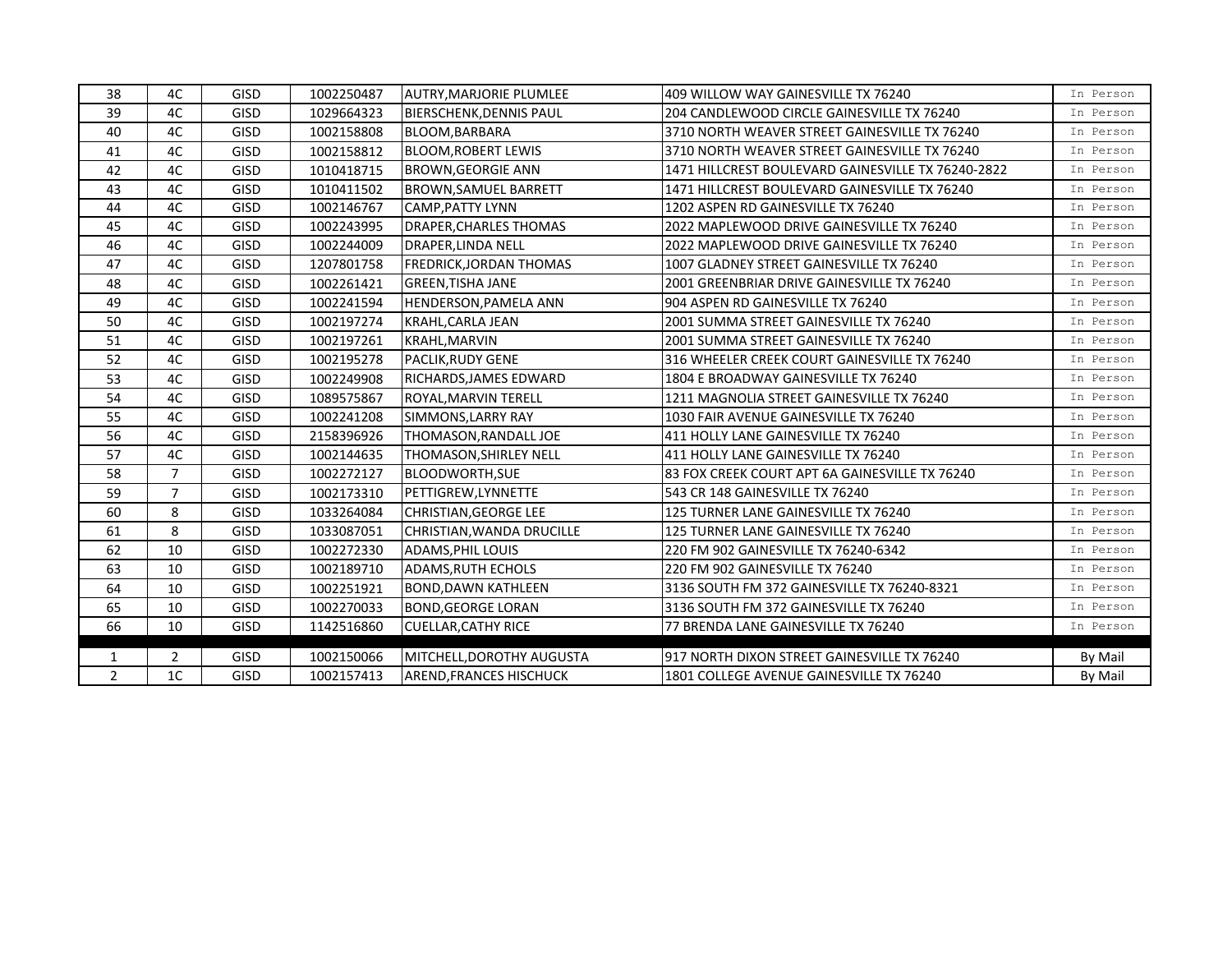| | | | | | | |
|---|---|---|---|---|---|---|
| 38 | 4C | GISD | 1002250487 | AUTRY,MARJORIE PLUMLEE | 409 WILLOW WAY GAINESVILLE TX 76240 | In Person |
| 39 | 4C | GISD | 1029664323 | BIERSCHENK,DENNIS PAUL | 204 CANDLEWOOD CIRCLE GAINESVILLE TX 76240 | In Person |
| 40 | 4C | GISD | 1002158808 | BLOOM,BARBARA | 3710 NORTH WEAVER STREET GAINESVILLE TX 76240 | In Person |
| 41 | 4C | GISD | 1002158812 | BLOOM,ROBERT LEWIS | 3710 NORTH WEAVER STREET GAINESVILLE TX 76240 | In Person |
| 42 | 4C | GISD | 1010418715 | BROWN,GEORGIE ANN | 1471 HILLCREST BOULEVARD GAINESVILLE TX 76240-2822 | In Person |
| 43 | 4C | GISD | 1010411502 | BROWN,SAMUEL BARRETT | 1471 HILLCREST BOULEVARD GAINESVILLE TX 76240 | In Person |
| 44 | 4C | GISD | 1002146767 | CAMP,PATTY LYNN | 1202 ASPEN RD GAINESVILLE TX 76240 | In Person |
| 45 | 4C | GISD | 1002243995 | DRAPER,CHARLES THOMAS | 2022 MAPLEWOOD DRIVE GAINESVILLE TX 76240 | In Person |
| 46 | 4C | GISD | 1002244009 | DRAPER,LINDA NELL | 2022 MAPLEWOOD DRIVE GAINESVILLE TX 76240 | In Person |
| 47 | 4C | GISD | 1207801758 | FREDRICK,JORDAN THOMAS | 1007 GLADNEY STREET GAINESVILLE TX 76240 | In Person |
| 48 | 4C | GISD | 1002261421 | GREEN,TISHA JANE | 2001 GREENBRIAR DRIVE GAINESVILLE TX 76240 | In Person |
| 49 | 4C | GISD | 1002241594 | HENDERSON,PAMELA ANN | 904 ASPEN RD GAINESVILLE TX 76240 | In Person |
| 50 | 4C | GISD | 1002197274 | KRAHL,CARLA JEAN | 2001 SUMMA STREET GAINESVILLE TX 76240 | In Person |
| 51 | 4C | GISD | 1002197261 | KRAHL,MARVIN | 2001 SUMMA STREET GAINESVILLE TX 76240 | In Person |
| 52 | 4C | GISD | 1002195278 | PACLIK,RUDY GENE | 316 WHEELER CREEK COURT GAINESVILLE TX 76240 | In Person |
| 53 | 4C | GISD | 1002249908 | RICHARDS,JAMES EDWARD | 1804 E BROADWAY GAINESVILLE TX 76240 | In Person |
| 54 | 4C | GISD | 1089575867 | ROYAL,MARVIN TERELL | 1211 MAGNOLIA STREET GAINESVILLE TX 76240 | In Person |
| 55 | 4C | GISD | 1002241208 | SIMMONS,LARRY RAY | 1030 FAIR AVENUE GAINESVILLE TX 76240 | In Person |
| 56 | 4C | GISD | 2158396926 | THOMASON,RANDALL JOE | 411 HOLLY LANE GAINESVILLE TX 76240 | In Person |
| 57 | 4C | GISD | 1002144635 | THOMASON,SHIRLEY NELL | 411 HOLLY LANE GAINESVILLE TX 76240 | In Person |
| 58 | 7 | GISD | 1002272127 | BLOODWORTH,SUE | 83 FOX CREEK COURT APT 6A GAINESVILLE TX 76240 | In Person |
| 59 | 7 | GISD | 1002173310 | PETTIGREW,LYNNETTE | 543 CR 148 GAINESVILLE TX 76240 | In Person |
| 60 | 8 | GISD | 1033264084 | CHRISTIAN,GEORGE LEE | 125 TURNER LANE GAINESVILLE TX 76240 | In Person |
| 61 | 8 | GISD | 1033087051 | CHRISTIAN,WANDA DRUCILLE | 125 TURNER LANE GAINESVILLE TX 76240 | In Person |
| 62 | 10 | GISD | 1002272330 | ADAMS,PHIL LOUIS | 220 FM 902 GAINESVILLE TX 76240-6342 | In Person |
| 63 | 10 | GISD | 1002189710 | ADAMS,RUTH ECHOLS | 220 FM 902 GAINESVILLE TX 76240 | In Person |
| 64 | 10 | GISD | 1002251921 | BOND,DAWN KATHLEEN | 3136 SOUTH FM 372 GAINESVILLE TX 76240-8321 | In Person |
| 65 | 10 | GISD | 1002270033 | BOND,GEORGE LORAN | 3136 SOUTH FM 372 GAINESVILLE TX 76240 | In Person |
| 66 | 10 | GISD | 1142516860 | CUELLAR,CATHY RICE | 77 BRENDA LANE GAINESVILLE TX 76240 | In Person |
| | | | | | | |
| 1 | 2 | GISD | 1002150066 | MITCHELL,DOROTHY AUGUSTA | 917 NORTH DIXON STREET GAINESVILLE TX 76240 | By Mail |
| 2 | 1C | GISD | 1002157413 | AREND,FRANCES HISCHUCK | 1801 COLLEGE AVENUE GAINESVILLE TX 76240 | By Mail |